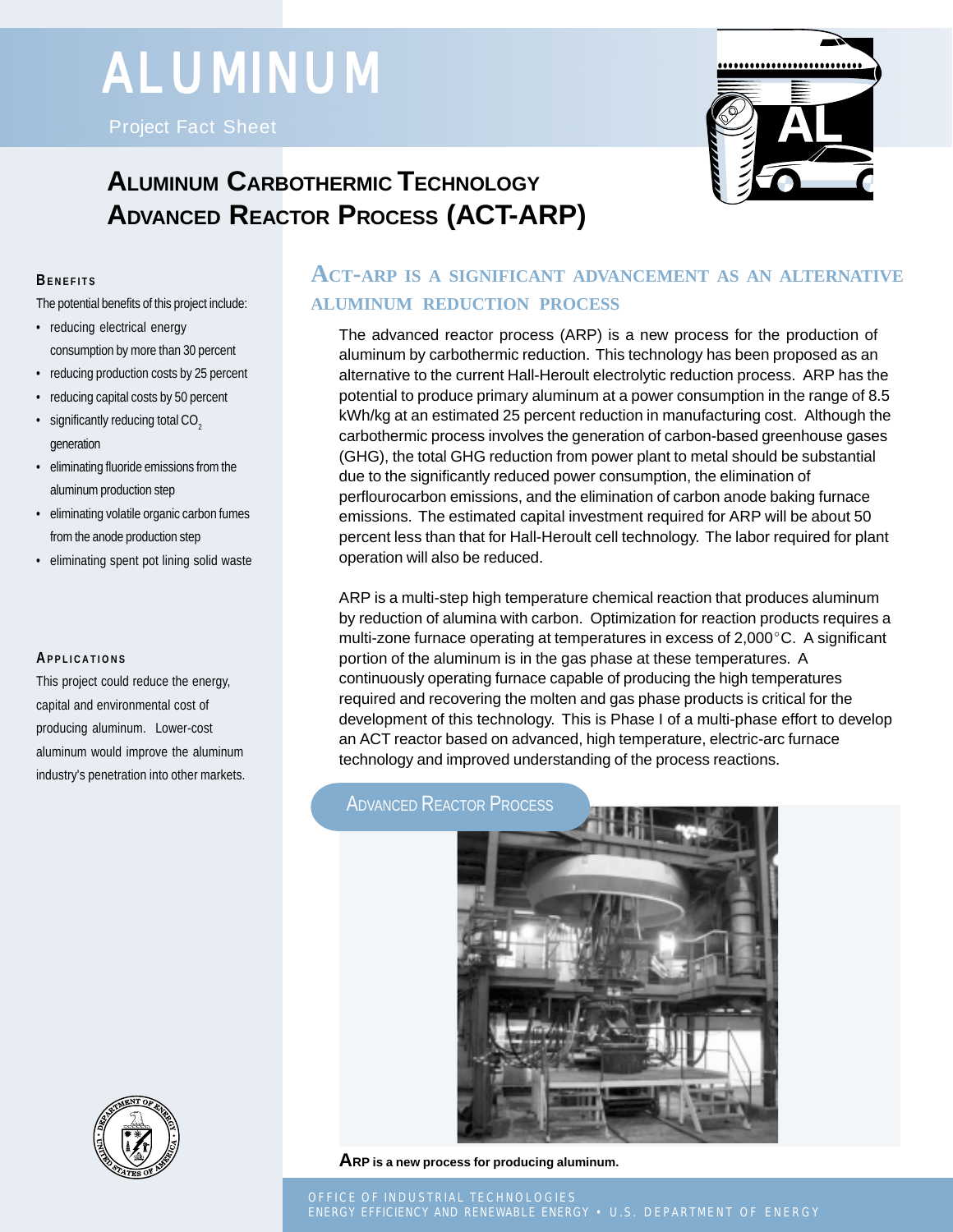# ALUMINUM

Project Fact Sheet

## ALUMINUM CARBOTHERMIC TECHNOLOGY ADVANCED REACTOR PROCESS (ACT-ARP)

### ACT-ARP IS A SIGNIFICANT ADVANCEMENT AS AN ALTERNATIVE ALUMINUM REDUCTION PROCESS

The advanced reactor process (ARP) is a new process for the production of aluminum by carbothermic reduction. This technology has been proposed as an alternative to the current Hall-Heroult electrolytic reduction process. ARP has the potential to produce primary aluminum at a power consumption in the range of 8.5 kWh/kg at an estimated 25 percent reduction in manufacturing cost. Although the carbothermic process involves the generation of carbon-based greenhouse gases (GHG), the total GHG reduction from power plant to metal should be substantial due to the significantly reduced power consumption, the elimination of perflourocarbon emissions, and the elimination of carbon anode baking furnace emissions. The estimated capital investment required for ARP will be about 50 percent less than that for Hall-Heroult cell technology. The labor required for plant operation will also be reduced.

ARP is a multi-step high temperature chemical reaction that produces aluminum by reduction of alumina with carbon. Optimization for reaction products requires a multi-zone furnace operating at temperatures in excess of 2,000°C. A significant portion of the aluminum is in the gas phase at these temperatures. A continuously operating furnace capable of producing the high temperatures required and recovering the molten and gas phase products is critical for the development of this technology. This is Phase I of a multi-phase effort to develop an ACT reactor based on advanced, high temperature, electric-arc furnace technology and improved understanding of the process reactions.

#### ADVANCED REACTOR PROCESS

**ARP is a new process for producing aluminum.**

### BENEFITS

The potential benefits of this project include:

- reducing electrical energy consumption by more than 30 percent
- reducing production costs by 25 percent
- reducing capital costs by 50 percent
- significantly reducing total $CO_2$ generation
- eliminating fluoride emissions from the aluminum production step
- eliminating volatile organic carbon fumes from the anode production step
- eliminating spent pot lining solid waste

### APPLICATIONS

This project could reduce the energy, capital and environmental cost of producing aluminum. Lower-cost aluminum would improve the aluminum industry's penetration into other markets.

OFFICE OF INDUSTRIAL TECHNOLOGIES
ENERGY EFFICIENCY AND RENEWABLE ENERGY • U.S. DEPARTMENT OF ENERGY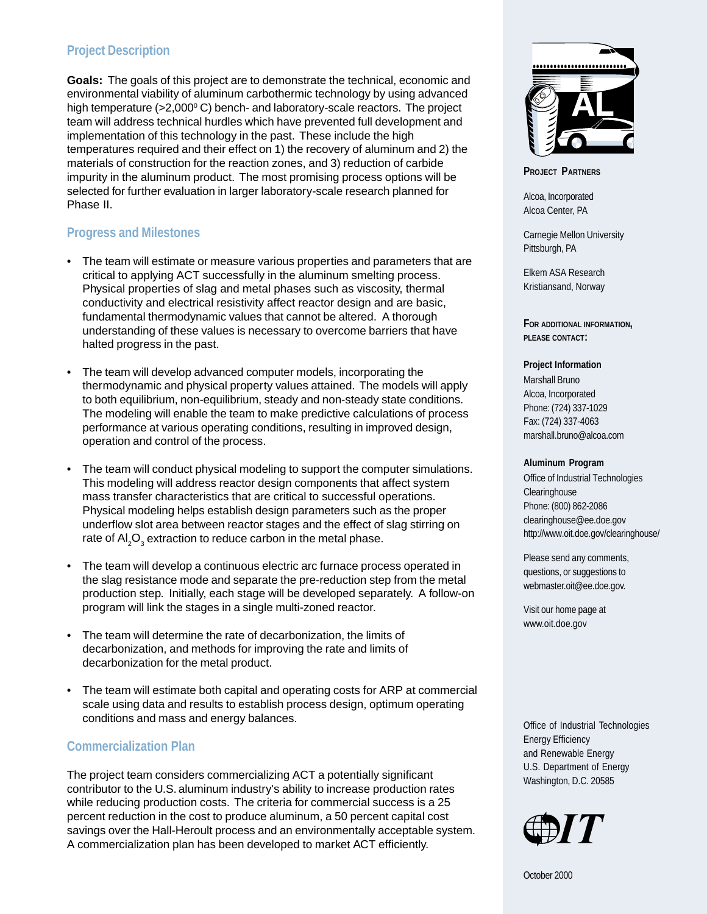## Project Description

**Goals:** The goals of this project are to demonstrate the technical, economic and environmental viability of aluminum carbothermic technology by using advanced high temperature (>2,000° C) bench- and laboratory-scale reactors. The project team will address technical hurdles which have prevented full development and implementation of this technology in the past. These include the high temperatures required and their effect on 1) the recovery of aluminum and 2) the materials of construction for the reaction zones, and 3) reduction of carbide impurity in the aluminum product. The most promising process options will be selected for further evaluation in larger laboratory-scale research planned for Phase II.

## Progress and Milestones

- The team will estimate or measure various properties and parameters that are critical to applying ACT successfully in the aluminum smelting process. Physical properties of slag and metal phases such as viscosity, thermal conductivity and electrical resistivity affect reactor design and are basic, fundamental thermodynamic values that cannot be altered. A thorough understanding of these values is necessary to overcome barriers that have halted progress in the past.
- The team will develop advanced computer models, incorporating the thermodynamic and physical property values attained. The models will apply to both equilibrium, non-equilibrium, steady and non-steady state conditions. The modeling will enable the team to make predictive calculations of process performance at various operating conditions, resulting in improved design, operation and control of the process.
- The team will conduct physical modeling to support the computer simulations. This modeling will address reactor design components that affect system mass transfer characteristics that are critical to successful operations. Physical modeling helps establish design parameters such as the proper underflow slot area between reactor stages and the effect of slag stirring on rate of $Al_2O_3$ extraction to reduce carbon in the metal phase.
- The team will develop a continuous electric arc furnace process operated in the slag resistance mode and separate the pre-reduction step from the metal production step. Initially, each stage will be developed separately. A follow-on program will link the stages in a single multi-zoned reactor.
- The team will determine the rate of decarbonization, the limits of decarbonization, and methods for improving the rate and limits of decarbonization for the metal product.
- The team will estimate both capital and operating costs for ARP at commercial scale using data and results to establish process design, optimum operating conditions and mass and energy balances.

## Commercialization Plan

The project team considers commercializing ACT a potentially significant contributor to the U.S. aluminum industry's ability to increase production rates while reducing production costs. The criteria for commercial success is a 25 percent reduction in the cost to produce aluminum, a 50 percent capital cost savings over the Hall-Heroult process and an environmentally acceptable system. A commercialization plan has been developed to market ACT efficiently.

**PROJECT PARTNERS**

Alcoa, Incorporated
Alcoa Center, PA

Carnegie Mellon University
Pittsburgh, PA

Elkem ASA Research
Kristiansand, Norway

**FOR ADDITIONAL INFORMATION, PLEASE CONTACT:**

**Project Information**
Marshall Bruno
Alcoa, Incorporated
Phone: (724) 337-1029
Fax: (724) 337-4063
marshall.bruno@alcoa.com

**Aluminum Program**
Office of Industrial Technologies Clearinghouse
Phone: (800) 862-2086
clearinghouse@ee.doe.gov
http://www.oit.doe.gov/clearinghouse/

Please send any comments, questions, or suggestions to webmaster.oit@ee.doe.gov.

Visit our home page at www.oit.doe.gov

Office of Industrial Technologies
Energy Efficiency and Renewable Energy
U.S. Department of Energy
Washington, D.C. 20585

October 2000